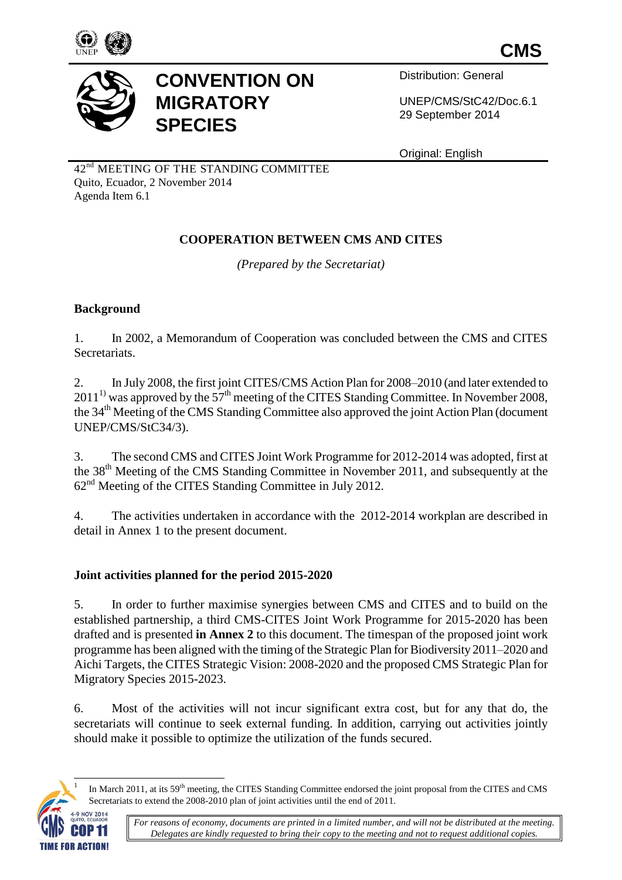CMS

# CONVENTION ON MIGRATORY SPECIES

Distribution: General

UNEP/CMS/StC42/Doc.6.1
29 September 2014

Original: English

42nd MEETING OF THE STANDING COMMITTEE
Quito, Ecuador, 2 November 2014
Agenda Item 6.1

## COOPERATION BETWEEN CMS AND CITES

*(Prepared by the Secretariat)*

### Background

1. In 2002, a Memorandum of Cooperation was concluded between the CMS and CITES Secretariats.

2. In July 2008, the first joint CITES/CMS Action Plan for 2008–2010 (and later extended to 2011[1]) was approved by the 57th meeting of the CITES Standing Committee. In November 2008, the 34th Meeting of the CMS Standing Committee also approved the joint Action Plan (document UNEP/CMS/StC34/3).

3. The second CMS and CITES Joint Work Programme for 2012-2014 was adopted, first at the 38th Meeting of the CMS Standing Committee in November 2011, and subsequently at the 62nd Meeting of the CITES Standing Committee in July 2012.

4. The activities undertaken in accordance with the 2012-2014 workplan are described in detail in Annex 1 to the present document.

### Joint activities planned for the period 2015-2020

5. In order to further maximise synergies between CMS and CITES and to build on the established partnership, a third CMS-CITES Joint Work Programme for 2015-2020 has been drafted and is presented **in Annex 2** to this document. The timespan of the proposed joint work programme has been aligned with the timing of the Strategic Plan for Biodiversity 2011–2020 and Aichi Targets, the CITES Strategic Vision: 2008-2020 and the proposed CMS Strategic Plan for Migratory Species 2015-2023.

6. Most of the activities will not incur significant extra cost, but for any that do, the secretariats will continue to seek external funding. In addition, carrying out activities jointly should make it possible to optimize the utilization of the funds secured.

[1] In March 2011, at its 59th meeting, the CITES Standing Committee endorsed the joint proposal from the CITES and CMS Secretariats to extend the 2008-2010 plan of joint activities until the end of 2011.

*For reasons of economy, documents are printed in a limited number, and will not be distributed at the meeting. Delegates are kindly requested to bring their copy to the meeting and not to request additional copies.*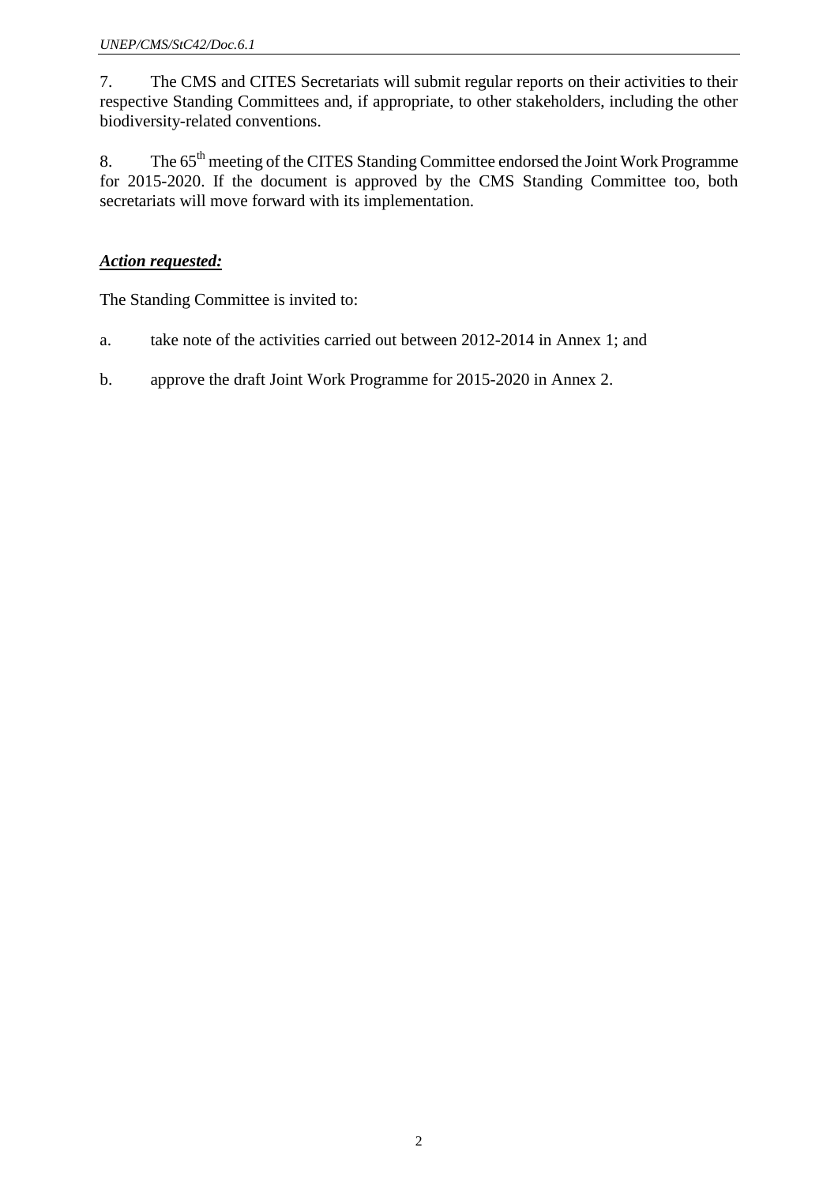7. The CMS and CITES Secretariats will submit regular reports on their activities to their respective Standing Committees and, if appropriate, to other stakeholders, including the other biodiversity-related conventions.

8. The 65th meeting of the CITES Standing Committee endorsed the Joint Work Programme for 2015-2020. If the document is approved by the CMS Standing Committee too, both secretariats will move forward with its implementation.

***Action requested:***

The Standing Committee is invited to:

a. take note of the activities carried out between 2012-2014 in Annex 1; and

b. approve the draft Joint Work Programme for 2015-2020 in Annex 2.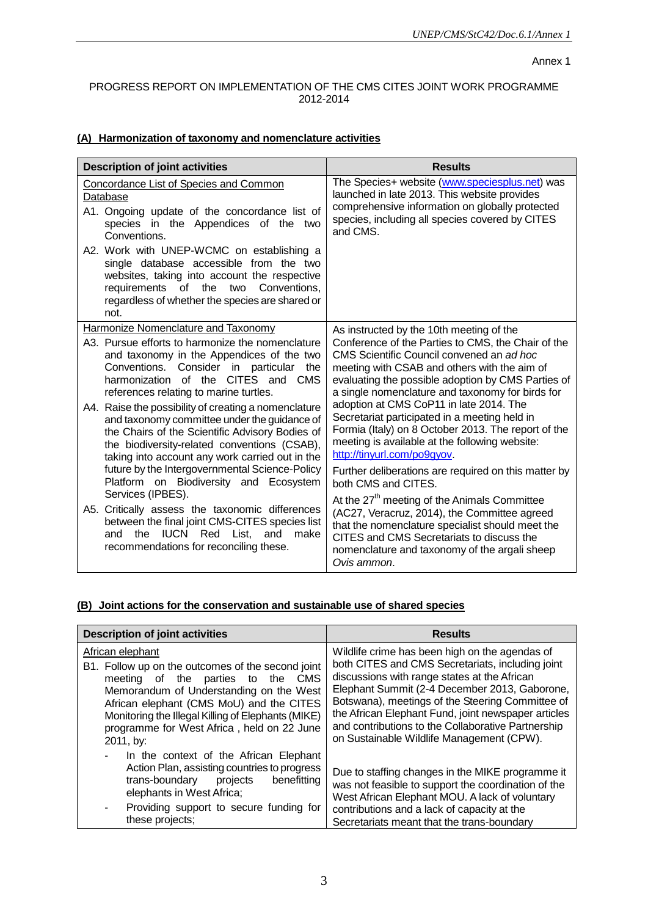Annex 1

PROGRESS REPORT ON IMPLEMENTATION OF THE CMS CITES JOINT WORK PROGRAMME 2012-2014

## (A) Harmonization of taxonomy and nomenclature activities

| Description of joint activities | Results |
|---|---|
| Concordance List of Species and Common Database<br>A1. Ongoing update of the concordance list of species in the Appendices of the two Conventions.<br>A2. Work with UNEP-WCMC on establishing a single database accessible from the two websites, taking into account the respective requirements of the two Conventions, regardless of whether the species are shared or not. | The Species+ website (www.speciesplus.net) was launched in late 2013. This website provides comprehensive information on globally protected species, including all species covered by CITES and CMS. |
| Harmonize Nomenclature and Taxonomy<br>A3. Pursue efforts to harmonize the nomenclature and taxonomy in the Appendices of the two Conventions. Consider in particular the harmonization of the CITES and CMS references relating to marine turtles.<br>A4. Raise the possibility of creating a nomenclature and taxonomy committee under the guidance of the Chairs of the Scientific Advisory Bodies of the biodiversity-related conventions (CSAB), taking into account any work carried out in the future by the Intergovernmental Science-Policy Platform on Biodiversity and Ecosystem Services (IPBES).<br>A5. Critically assess the taxonomic differences between the final joint CMS-CITES species list and the IUCN Red List, and make recommendations for reconciling these. | As instructed by the 10th meeting of the Conference of the Parties to CMS, the Chair of the CMS Scientific Council convened an *ad hoc* meeting with CSAB and others with the aim of evaluating the possible adoption by CMS Parties of a single nomenclature and taxonomy for birds for adoption at CMS CoP11 in late 2014. The Secretariat participated in a meeting held in Formia (Italy) on 8 October 2013. The report of the meeting is available at the following website: http://tinyurl.com/po9gyov.<br>Further deliberations are required on this matter by both CMS and CITES.<br>At the 27th meeting of the Animals Committee (AC27, Veracruz, 2014), the Committee agreed that the nomenclature specialist should meet the CITES and CMS Secretariats to discuss the nomenclature and taxonomy of the argali sheep *Ovis ammon*. |

## (B) Joint actions for the conservation and sustainable use of shared species

| Description of joint activities | Results |
|---|---|
| African elephant<br>B1. Follow up on the outcomes of the second joint meeting of the parties to the CMS Memorandum of Understanding on the West African elephant (CMS MoU) and the CITES Monitoring the Illegal Killing of Elephants (MIKE) programme for West Africa , held on 22 June 2011, by:<br>- In the context of the African Elephant Action Plan, assisting countries to progress trans-boundary projects benefitting elephants in West Africa;<br>- Providing support to secure funding for these projects; | Wildlife crime has been high on the agendas of both CITES and CMS Secretariats, including joint discussions with range states at the African Elephant Summit (2-4 December 2013, Gaborone, Botswana), meetings of the Steering Committee of the African Elephant Fund, joint newspaper articles and contributions to the Collaborative Partnership on Sustainable Wildlife Management (CPW).<br>Due to staffing changes in the MIKE programme it was not feasible to support the coordination of the West African Elephant MOU. A lack of voluntary contributions and a lack of capacity at the Secretariats meant that the trans-boundary |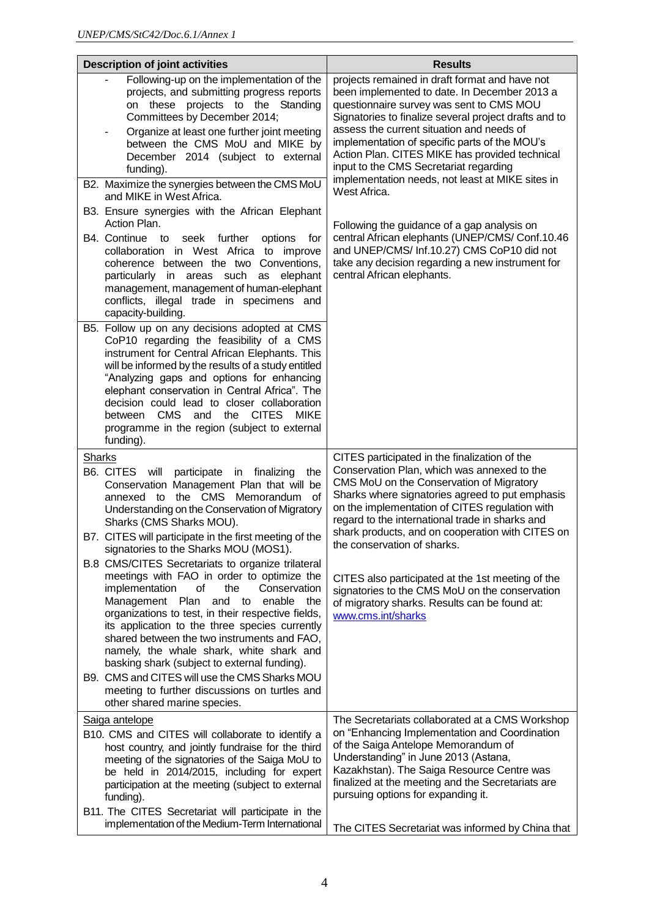| Description of joint activities | Results |
|---|---|
| - Following-up on the implementation of the projects, and submitting progress reports on these projects to the Standing Committees by December 2014;<br>- Organize at least one further joint meeting between the CMS MoU and MIKE by December 2014 (subject to external funding).<br>B2. Maximize the synergies between the CMS MoU and MIKE in West Africa.<br>B3. Ensure synergies with the African Elephant Action Plan.<br>B4. Continue to seek further options for collaboration in West Africa to improve coherence between the two Conventions, particularly in areas such as elephant management, management of human-elephant conflicts, illegal trade in specimens and capacity-building. | projects remained in draft format and have not been implemented to date. In December 2013 a questionnaire survey was sent to CMS MOU Signatories to finalize several project drafts and to assess the current situation and needs of implementation of specific parts of the MOU's Action Plan. CITES MIKE has provided technical input to the CMS Secretariat regarding implementation needs, not least at MIKE sites in West Africa.<br><br>Following the guidance of a gap analysis on central African elephants (UNEP/CMS/ Conf.10.46 and UNEP/CMS/ Inf.10.27) CMS CoP10 did not take any decision regarding a new instrument for central African elephants. |
| B5. Follow up on any decisions adopted at CMS CoP10 regarding the feasibility of a CMS instrument for Central African Elephants. This will be informed by the results of a study entitled "Analyzing gaps and options for enhancing elephant conservation in Central Africa". The decision could lead to closer collaboration between CMS and the CITES MIKE programme in the region (subject to external funding). | |
| Sharks<br>B6. CITES will participate in finalizing the Conservation Management Plan that will be annexed to the CMS Memorandum of Understanding on the Conservation of Migratory Sharks (CMS Sharks MOU).<br>B7. CITES will participate in the first meeting of the signatories to the Sharks MOU (MOS1).<br>B.8 CMS/CITES Secretariats to organize trilateral meetings with FAO in order to optimize the implementation of the Conservation Management Plan and to enable the organizations to test, in their respective fields, its application to the three species currently shared between the two instruments and FAO, namely, the whale shark, white shark and basking shark (subject to external funding).<br>B9. CMS and CITES will use the CMS Sharks MOU meeting to further discussions on turtles and other shared marine species. | CITES participated in the finalization of the Conservation Plan, which was annexed to the CMS MoU on the Conservation of Migratory Sharks where signatories agreed to put emphasis on the implementation of CITES regulation with regard to the international trade in sharks and shark products, and on cooperation with CITES on the conservation of sharks.<br><br>CITES also participated at the 1st meeting of the signatories to the CMS MoU on the conservation of migratory sharks. Results can be found at: www.cms.int/sharks |
| Saiga antelope<br>B10. CMS and CITES will collaborate to identify a host country, and jointly fundraise for the third meeting of the signatories of the Saiga MoU to be held in 2014/2015, including for expert participation at the meeting (subject to external funding).<br>B11. The CITES Secretariat will participate in the implementation of the Medium-Term International | The Secretariats collaborated at a CMS Workshop on "Enhancing Implementation and Coordination of the Saiga Antelope Memorandum of Understanding" in June 2013 (Astana, Kazakhstan). The Saiga Resource Centre was finalized at the meeting and the Secretariats are pursuing options for expanding it.<br><br>The CITES Secretariat was informed by China that |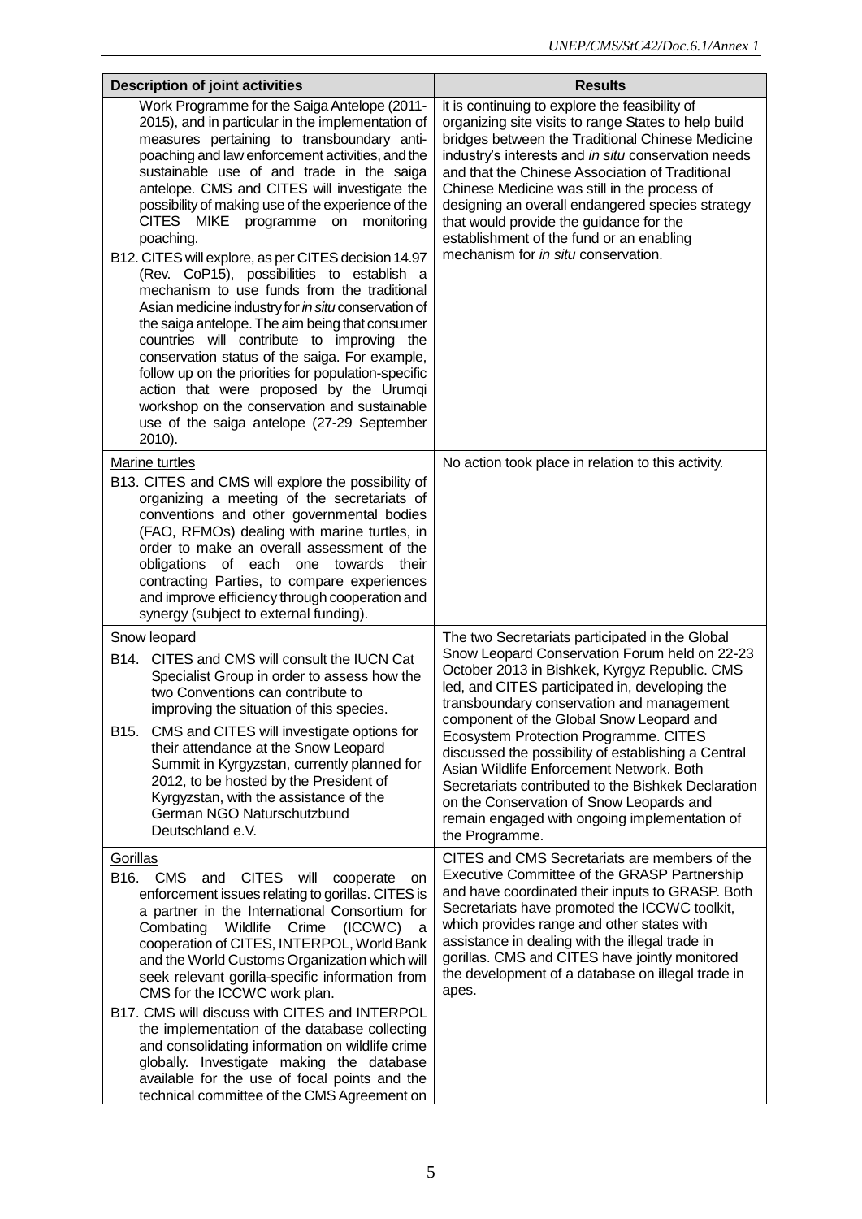| Description of joint activities | Results |
|---|---|
| Work Programme for the Saiga Antelope (2011-2015), and in particular in the implementation of measures pertaining to transboundary anti-poaching and law enforcement activities, and the sustainable use of and trade in the saiga antelope. CMS and CITES will investigate the possibility of making use of the experience of the CITES MIKE programme on monitoring poaching.<br>B12. CITES will explore, as per CITES decision 14.97 (Rev. CoP15), possibilities to establish a mechanism to use funds from the traditional Asian medicine industry for *in situ* conservation of the saiga antelope. The aim being that consumer countries will contribute to improving the conservation status of the saiga. For example, follow up on the priorities for population-specific action that were proposed by the Urumqi workshop on the conservation and sustainable use of the saiga antelope (27-29 September 2010). | it is continuing to explore the feasibility of organizing site visits to range States to help build bridges between the Traditional Chinese Medicine industry's interests and *in situ* conservation needs and that the Chinese Association of Traditional Chinese Medicine was still in the process of designing an overall endangered species strategy that would provide the guidance for the establishment of the fund or an enabling mechanism for *in situ* conservation. |
| Marine turtles<br>B13. CITES and CMS will explore the possibility of organizing a meeting of the secretariats of conventions and other governmental bodies (FAO, RFMOs) dealing with marine turtles, in order to make an overall assessment of the obligations of each one towards their contracting Parties, to compare experiences and improve efficiency through cooperation and synergy (subject to external funding). | No action took place in relation to this activity. |
| Snow leopard<br>B14. CITES and CMS will consult the IUCN Cat Specialist Group in order to assess how the two Conventions can contribute to improving the situation of this species.<br>B15. CMS and CITES will investigate options for their attendance at the Snow Leopard Summit in Kyrgyzstan, currently planned for 2012, to be hosted by the President of Kyrgyzstan, with the assistance of the German NGO Naturschutzbund Deutschland e.V. | The two Secretariats participated in the Global Snow Leopard Conservation Forum held on 22-23 October 2013 in Bishkek, Kyrgyz Republic. CMS led, and CITES participated in, developing the transboundary conservation and management component of the Global Snow Leopard and Ecosystem Protection Programme. CITES discussed the possibility of establishing a Central Asian Wildlife Enforcement Network. Both Secretariats contributed to the Bishkek Declaration on the Conservation of Snow Leopards and remain engaged with ongoing implementation of the Programme. |
| Gorillas<br>B16. CMS and CITES will cooperate on enforcement issues relating to gorillas. CITES is a partner in the International Consortium for Combating Wildlife Crime (ICCWC) a cooperation of CITES, INTERPOL, World Bank and the World Customs Organization which will seek relevant gorilla-specific information from CMS for the ICCWC work plan.<br>B17. CMS will discuss with CITES and INTERPOL the implementation of the database collecting and consolidating information on wildlife crime globally. Investigate making the database available for the use of focal points and the technical committee of the CMS Agreement on | CITES and CMS Secretariats are members of the Executive Committee of the GRASP Partnership and have coordinated their inputs to GRASP. Both Secretariats have promoted the ICCWC toolkit, which provides range and other states with assistance in dealing with the illegal trade in gorillas. CMS and CITES have jointly monitored the development of a database on illegal trade in apes. |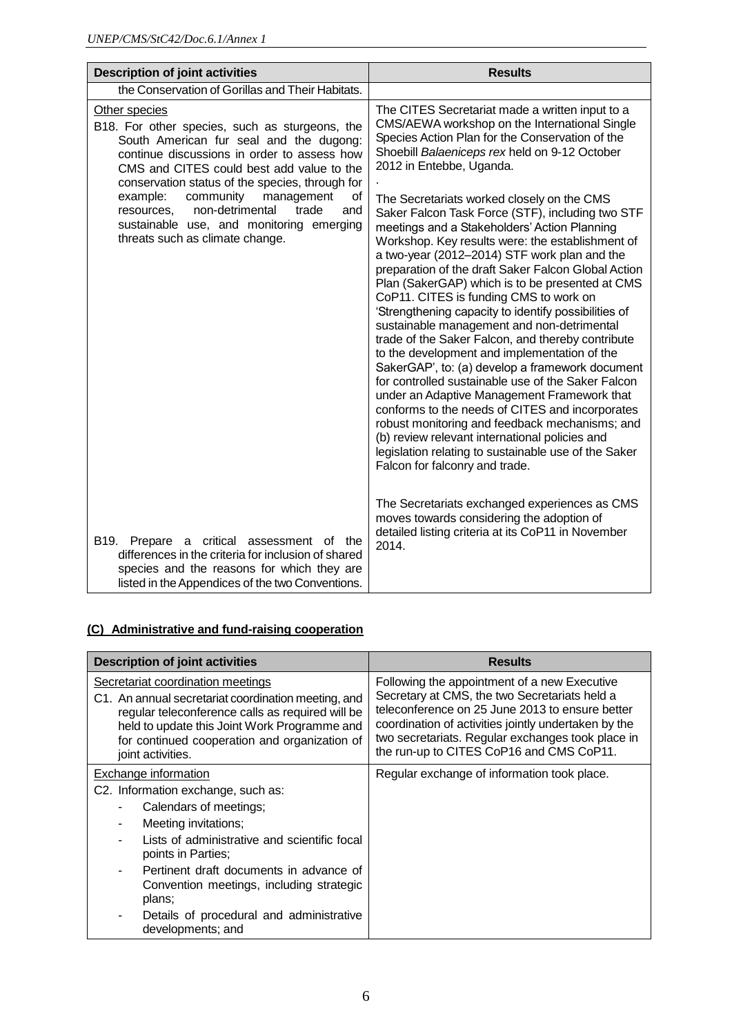| Description of joint activities | Results |
| --- | --- |
| the Conservation of Gorillas and Their Habitats. | |
| Other species<br>B18. For other species, such as sturgeons, the South American fur seal and the dugong: continue discussions in order to assess how CMS and CITES could best add value to the conservation status of the species, through for example: community management of resources, non-detrimental trade and sustainable use, and monitoring emerging threats such as climate change. | The CITES Secretariat made a written input to a CMS/AEWA workshop on the International Single Species Action Plan for the Conservation of the Shoebill *Balaeniceps rex* held on 9-12 October 2012 in Entebbe, Uganda.<br>.<br>The Secretariats worked closely on the CMS Saker Falcon Task Force (STF), including two STF meetings and a Stakeholders' Action Planning Workshop. Key results were: the establishment of a two-year (2012–2014) STF work plan and the preparation of the draft Saker Falcon Global Action Plan (SakerGAP) which is to be presented at CMS CoP11. CITES is funding CMS to work on 'Strengthening capacity to identify possibilities of sustainable management and non-detrimental trade of the Saker Falcon, and thereby contribute to the development and implementation of the SakerGAP', to: (a) develop a framework document for controlled sustainable use of the Saker Falcon under an Adaptive Management Framework that conforms to the needs of CITES and incorporates robust monitoring and feedback mechanisms; and (b) review relevant international policies and legislation relating to sustainable use of the Saker Falcon for falconry and trade. |
| B19. Prepare a critical assessment of the differences in the criteria for inclusion of shared species and the reasons for which they are listed in the Appendices of the two Conventions. | The Secretariats exchanged experiences as CMS moves towards considering the adoption of detailed listing criteria at its CoP11 in November 2014. |

## (C) Administrative and fund-raising cooperation

| Description of joint activities | Results |
| --- | --- |
| Secretariat coordination meetings<br>C1. An annual secretariat coordination meeting, and regular teleconference calls as required will be held to update this Joint Work Programme and for continued cooperation and organization of joint activities. | Following the appointment of a new Executive Secretary at CMS, the two Secretariats held a teleconference on 25 June 2013 to ensure better coordination of activities jointly undertaken by the two secretariats. Regular exchanges took place in the run-up to CITES CoP16 and CMS CoP11. |
| Exchange information<br>C2. Information exchange, such as:<br>- Calendars of meetings;<br>- Meeting invitations;<br>- Lists of administrative and scientific focal points in Parties;<br>- Pertinent draft documents in advance of Convention meetings, including strategic plans;<br>- Details of procedural and administrative developments; and | Regular exchange of information took place. |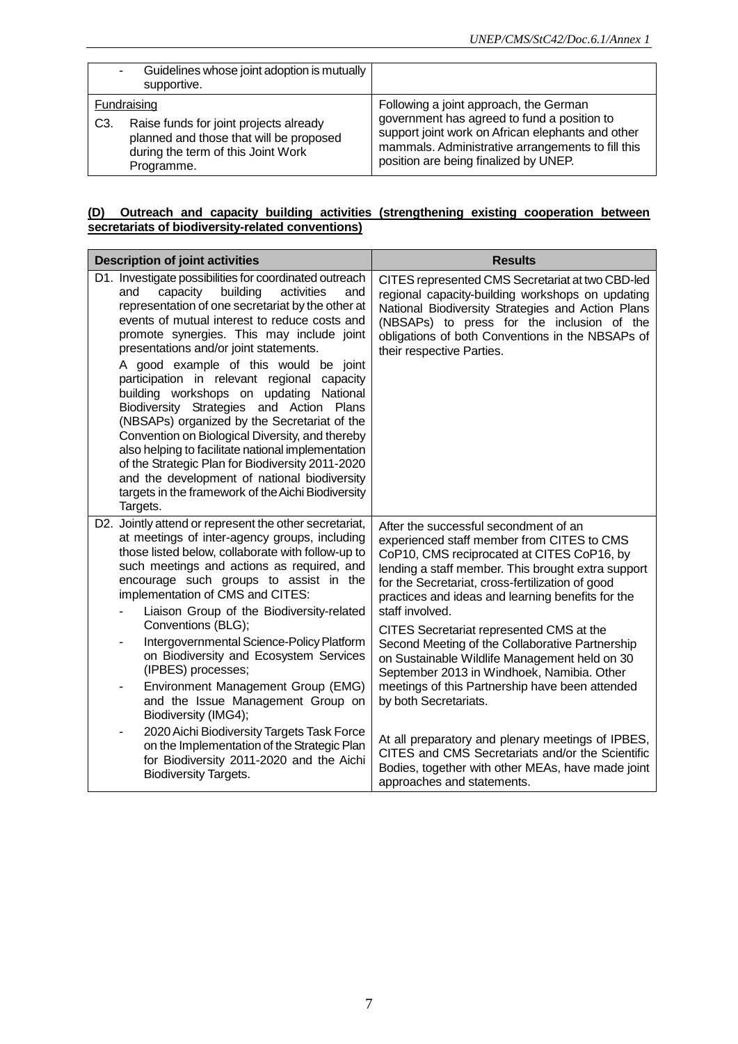| | |
|---|---|
| - Guidelines whose joint adoption is mutually supportive. | |
| Fundraising<br>C3. Raise funds for joint projects already planned and those that will be proposed during the term of this Joint Work Programme. | Following a joint approach, the German government has agreed to fund a position to support joint work on African elephants and other mammals. Administrative arrangements to fill this position are being finalized by UNEP. |

**(D) Outreach and capacity building activities (strengthening existing cooperation between secretariats of biodiversity-related conventions)**

| Description of joint activities | Results |
|---|---|
| D1. Investigate possibilities for coordinated outreach and capacity building activities and representation of one secretariat by the other at events of mutual interest to reduce costs and promote synergies. This may include joint presentations and/or joint statements.<br>A good example of this would be joint participation in relevant regional capacity building workshops on updating National Biodiversity Strategies and Action Plans (NBSAPs) organized by the Secretariat of the Convention on Biological Diversity, and thereby also helping to facilitate national implementation of the Strategic Plan for Biodiversity 2011-2020 and the development of national biodiversity targets in the framework of the Aichi Biodiversity Targets. | CITES represented CMS Secretariat at two CBD-led regional capacity-building workshops on updating National Biodiversity Strategies and Action Plans (NBSAPs) to press for the inclusion of the obligations of both Conventions in the NBSAPs of their respective Parties. |
| D2. Jointly attend or represent the other secretariat, at meetings of inter-agency groups, including those listed below, collaborate with follow-up to such meetings and actions as required, and encourage such groups to assist in the implementation of CMS and CITES:<br>- Liaison Group of the Biodiversity-related Conventions (BLG);<br>- Intergovernmental Science-Policy Platform on Biodiversity and Ecosystem Services (IPBES) processes;<br>- Environment Management Group (EMG) and the Issue Management Group on Biodiversity (IMG4);<br>- 2020 Aichi Biodiversity Targets Task Force on the Implementation of the Strategic Plan for Biodiversity 2011-2020 and the Aichi Biodiversity Targets. | After the successful secondment of an experienced staff member from CITES to CMS CoP10, CMS reciprocated at CITES CoP16, by lending a staff member. This brought extra support for the Secretariat, cross-fertilization of good practices and ideas and learning benefits for the staff involved.<br>CITES Secretariat represented CMS at the Second Meeting of the Collaborative Partnership on Sustainable Wildlife Management held on 30 September 2013 in Windhoek, Namibia. Other meetings of this Partnership have been attended by both Secretariats.<br>At all preparatory and plenary meetings of IPBES, CITES and CMS Secretariats and/or the Scientific Bodies, together with other MEAs, have made joint approaches and statements. |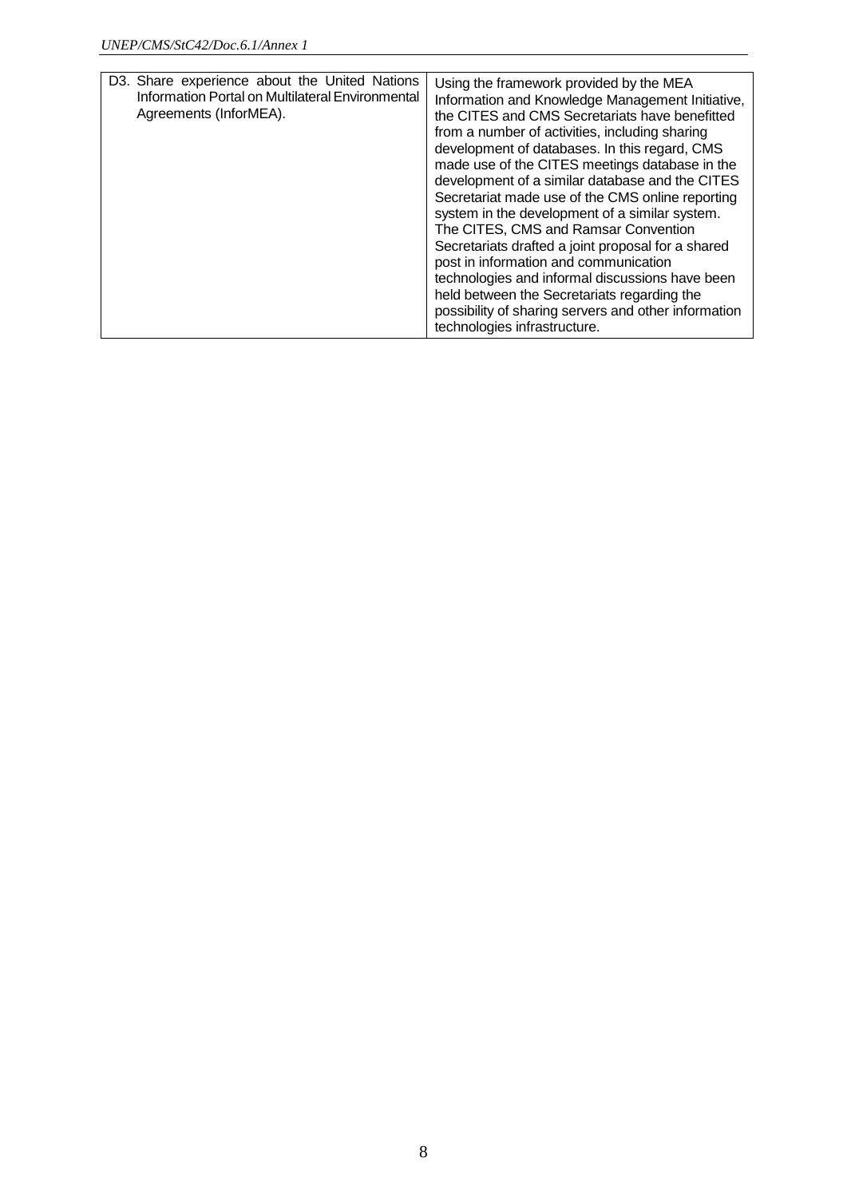| | |
|---|---|
| D3. Share experience about the United Nations Information Portal on Multilateral Environmental Agreements (InforMEA). | Using the framework provided by the MEA Information and Knowledge Management Initiative, the CITES and CMS Secretariats have benefitted from a number of activities, including sharing development of databases. In this regard, CMS made use of the CITES meetings database in the development of a similar database and the CITES Secretariat made use of the CMS online reporting system in the development of a similar system. The CITES, CMS and Ramsar Convention Secretariats drafted a joint proposal for a shared post in information and communication technologies and informal discussions have been held between the Secretariats regarding the possibility of sharing servers and other information technologies infrastructure. |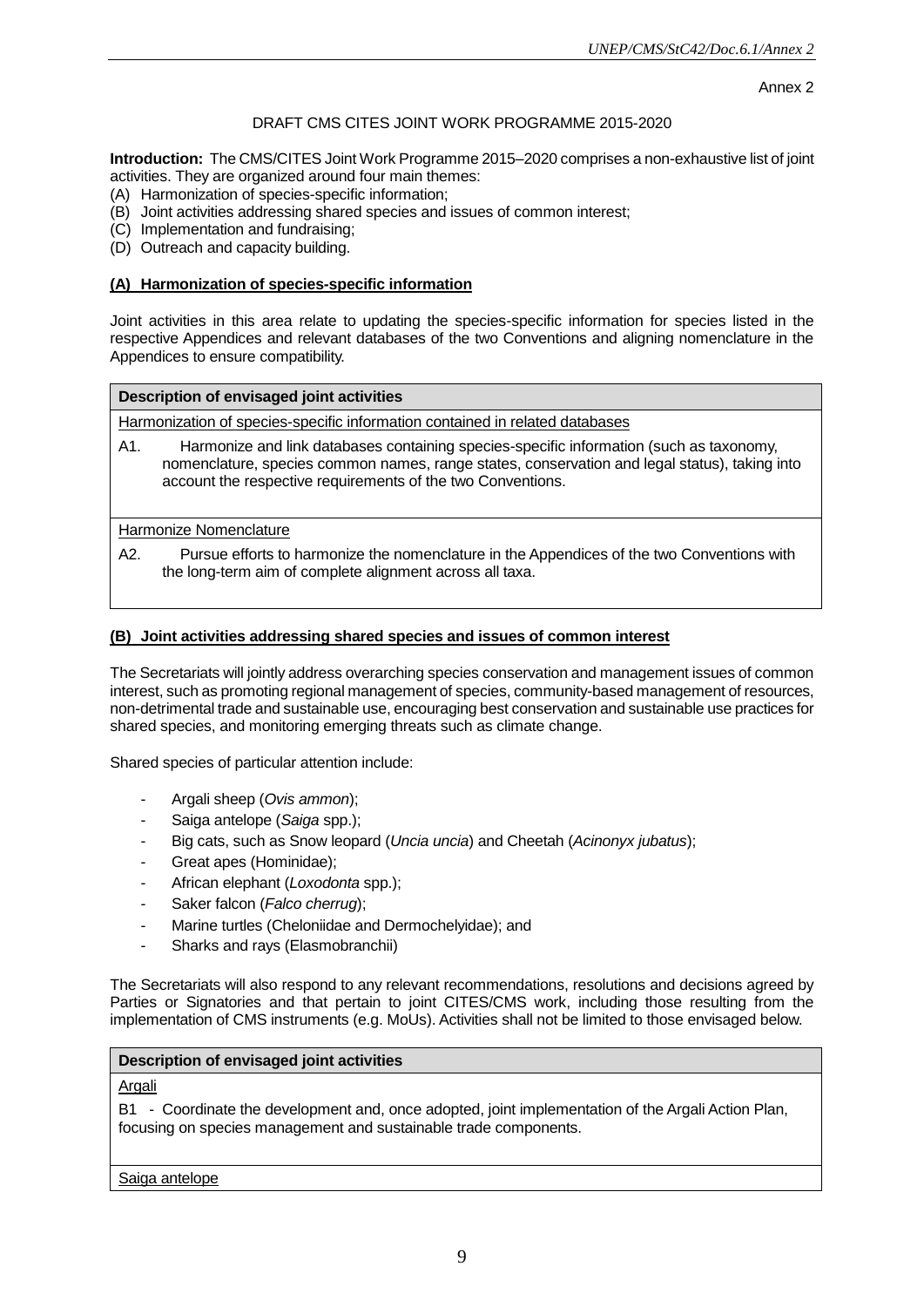Annex 2

DRAFT CMS CITES JOINT WORK PROGRAMME 2015-2020

**Introduction:** The CMS/CITES Joint Work Programme 2015–2020 comprises a non-exhaustive list of joint activities. They are organized around four main themes:

(A) Harmonization of species-specific information;
(B) Joint activities addressing shared species and issues of common interest;
(C) Implementation and fundraising;
(D) Outreach and capacity building.

**(A) Harmonization of species-specific information**

Joint activities in this area relate to updating the species-specific information for species listed in the respective Appendices and relevant databases of the two Conventions and aligning nomenclature in the Appendices to ensure compatibility.

| **Description of envisaged joint activities** |
|---|
| Harmonization of species-specific information contained in related databases |
| A1. Harmonize and link databases containing species-specific information (such as taxonomy, nomenclature, species common names, range states, conservation and legal status), taking into account the respective requirements of the two Conventions. |
| Harmonize Nomenclature |
| A2. Pursue efforts to harmonize the nomenclature in the Appendices of the two Conventions with the long-term aim of complete alignment across all taxa. |

**(B) Joint activities addressing shared species and issues of common interest**

The Secretariats will jointly address overarching species conservation and management issues of common interest, such as promoting regional management of species, community-based management of resources, non-detrimental trade and sustainable use, encouraging best conservation and sustainable use practices for shared species, and monitoring emerging threats such as climate change.

Shared species of particular attention include:

- Argali sheep (*Ovis ammon*);
- Saiga antelope (*Saiga* spp.);
- Big cats, such as Snow leopard (*Uncia uncia*) and Cheetah (*Acinonyx jubatus*);
- Great apes (Hominidae);
- African elephant (*Loxodonta* spp.);
- Saker falcon (*Falco cherrug*);
- Marine turtles (Cheloniidae and Dermochelyidae); and
- Sharks and rays (Elasmobranchii)

The Secretariats will also respond to any relevant recommendations, resolutions and decisions agreed by Parties or Signatories and that pertain to joint CITES/CMS work, including those resulting from the implementation of CMS instruments (e.g. MoUs). Activities shall not be limited to those envisaged below.

| **Description of envisaged joint activities** |
|---|
| Argali |
| B1 - Coordinate the development and, once adopted, joint implementation of the Argali Action Plan, focusing on species management and sustainable trade components. |
| Saiga antelope |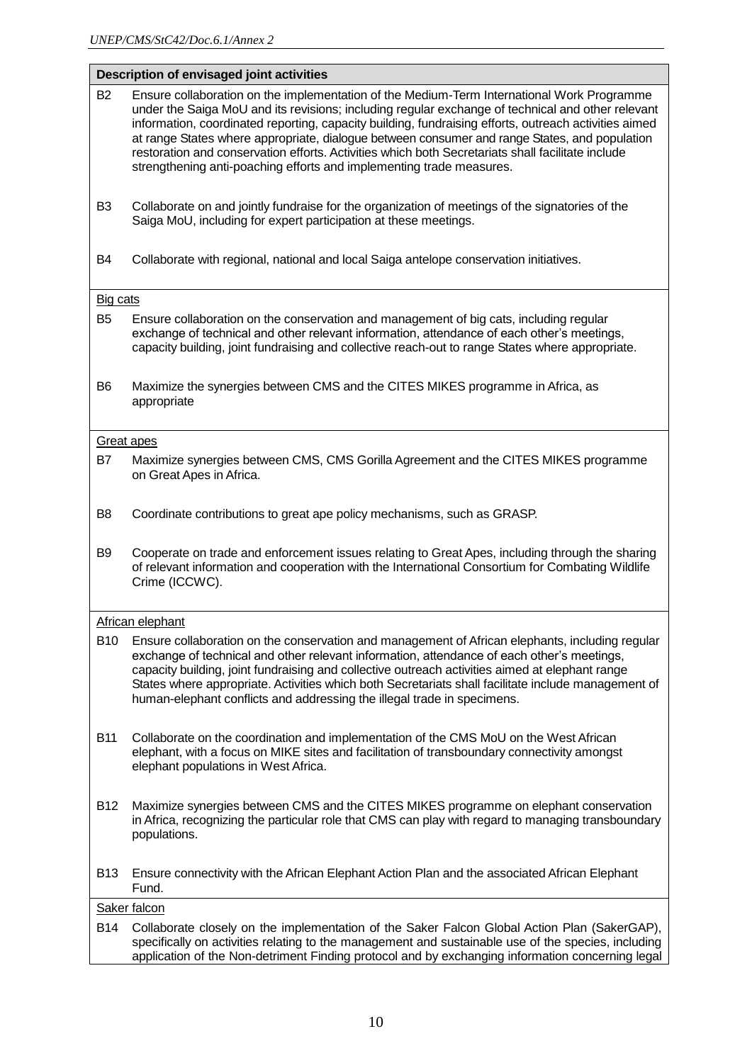| Description of envisaged joint activities | |
|---|---|
| B2 | Ensure collaboration on the implementation of the Medium-Term International Work Programme under the Saiga MoU and its revisions; including regular exchange of technical and other relevant information, coordinated reporting, capacity building, fundraising efforts, outreach activities aimed at range States where appropriate, dialogue between consumer and range States, and population restoration and conservation efforts. Activities which both Secretariats shall facilitate include strengthening anti-poaching efforts and implementing trade measures. |
| B3 | Collaborate on and jointly fundraise for the organization of meetings of the signatories of the Saiga MoU, including for expert participation at these meetings. |
| B4 | Collaborate with regional, national and local Saiga antelope conservation initiatives. |
| Big cats | |
| B5 | Ensure collaboration on the conservation and management of big cats, including regular exchange of technical and other relevant information, attendance of each other's meetings, capacity building, joint fundraising and collective reach-out to range States where appropriate. |
| B6 | Maximize the synergies between CMS and the CITES MIKES programme in Africa, as appropriate |
| Great apes | |
| B7 | Maximize synergies between CMS, CMS Gorilla Agreement and the CITES MIKES programme on Great Apes in Africa. |
| B8 | Coordinate contributions to great ape policy mechanisms, such as GRASP. |
| B9 | Cooperate on trade and enforcement issues relating to Great Apes, including through the sharing of relevant information and cooperation with the International Consortium for Combating Wildlife Crime (ICCWC). |
| African elephant | |
| B10 | Ensure collaboration on the conservation and management of African elephants, including regular exchange of technical and other relevant information, attendance of each other's meetings, capacity building, joint fundraising and collective outreach activities aimed at elephant range States where appropriate. Activities which both Secretariats shall facilitate include management of human-elephant conflicts and addressing the illegal trade in specimens. |
| B11 | Collaborate on the coordination and implementation of the CMS MoU on the West African elephant, with a focus on MIKE sites and facilitation of transboundary connectivity amongst elephant populations in West Africa. |
| B12 | Maximize synergies between CMS and the CITES MIKES programme on elephant conservation in Africa, recognizing the particular role that CMS can play with regard to managing transboundary populations. |
| B13 | Ensure connectivity with the African Elephant Action Plan and the associated African Elephant Fund. |
| Saker falcon | |
| B14 | Collaborate closely on the implementation of the Saker Falcon Global Action Plan (SakerGAP), specifically on activities relating to the management and sustainable use of the species, including application of the Non-detriment Finding protocol and by exchanging information concerning legal |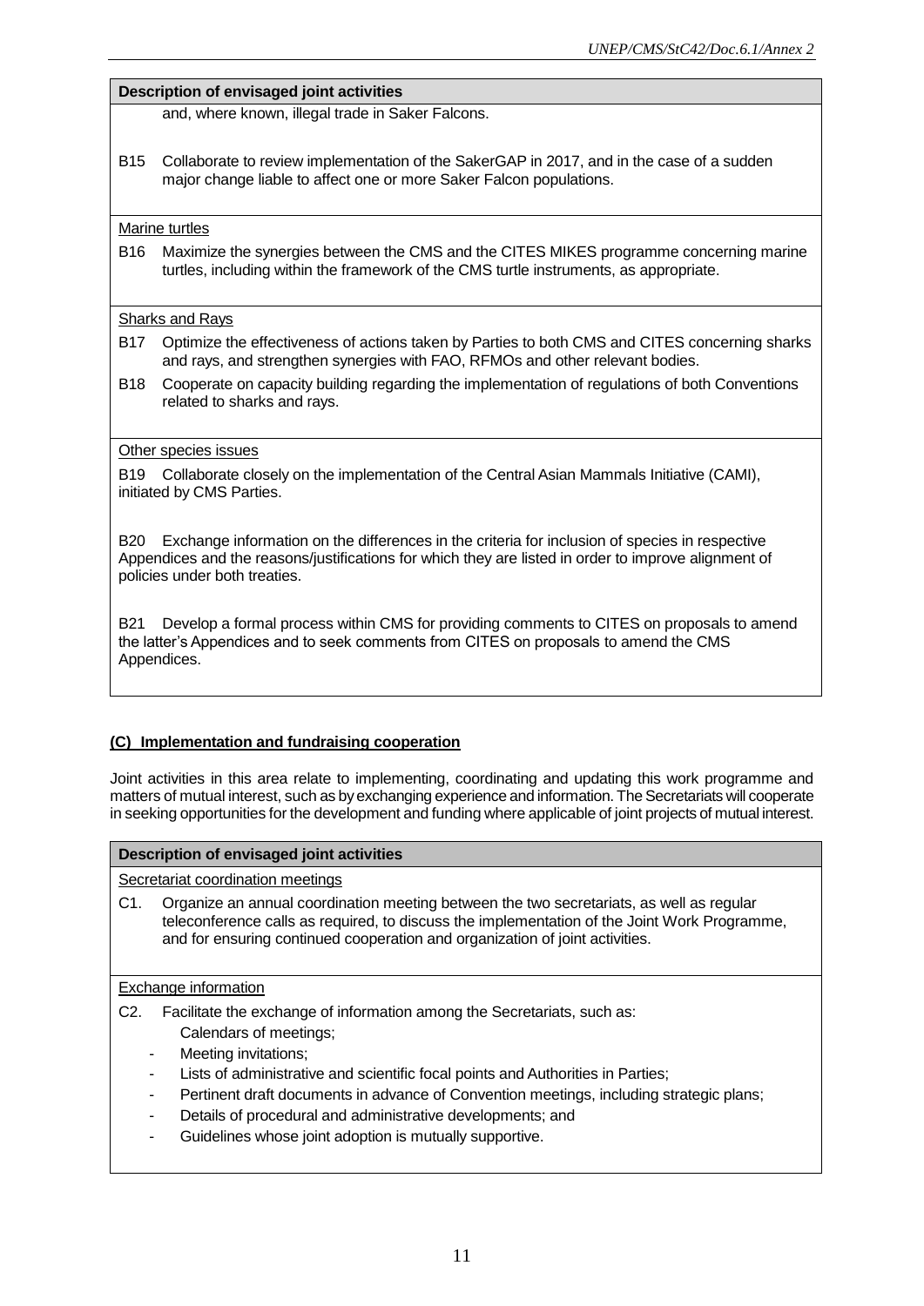| Description of envisaged joint activities |
|---|
| and, where known, illegal trade in Saker Falcons.<br><br>B15 Collaborate to review implementation of the SakerGAP in 2017, and in the case of a sudden major change liable to affect one or more Saker Falcon populations. |
| Marine turtles<br><br>B16 Maximize the synergies between the CMS and the CITES MIKES programme concerning marine turtles, including within the framework of the CMS turtle instruments, as appropriate. |
| Sharks and Rays<br><br>B17 Optimize the effectiveness of actions taken by Parties to both CMS and CITES concerning sharks and rays, and strengthen synergies with FAO, RFMOs and other relevant bodies.<br><br>B18 Cooperate on capacity building regarding the implementation of regulations of both Conventions related to sharks and rays. |
| Other species issues<br><br>B19 Collaborate closely on the implementation of the Central Asian Mammals Initiative (CAMI), initiated by CMS Parties.<br><br>B20 Exchange information on the differences in the criteria for inclusion of species in respective Appendices and the reasons/justifications for which they are listed in order to improve alignment of policies under both treaties.<br><br>B21 Develop a formal process within CMS for providing comments to CITES on proposals to amend the latter's Appendices and to seek comments from CITES on proposals to amend the CMS Appendices. |

## (C) Implementation and fundraising cooperation

Joint activities in this area relate to implementing, coordinating and updating this work programme and matters of mutual interest, such as by exchanging experience and information. The Secretariats will cooperate in seeking opportunities for the development and funding where applicable of joint projects of mutual interest.

| Description of envisaged joint activities |
|---|
| Secretariat coordination meetings<br><br>C1. Organize an annual coordination meeting between the two secretariats, as well as regular teleconference calls as required, to discuss the implementation of the Joint Work Programme, and for ensuring continued cooperation and organization of joint activities. |
| Exchange information<br><br>C2. Facilitate the exchange of information among the Secretariats, such as:<br>Calendars of meetings;<br>- Meeting invitations;<br>- Lists of administrative and scientific focal points and Authorities in Parties;<br>- Pertinent draft documents in advance of Convention meetings, including strategic plans;<br>- Details of procedural and administrative developments; and<br>- Guidelines whose joint adoption is mutually supportive. |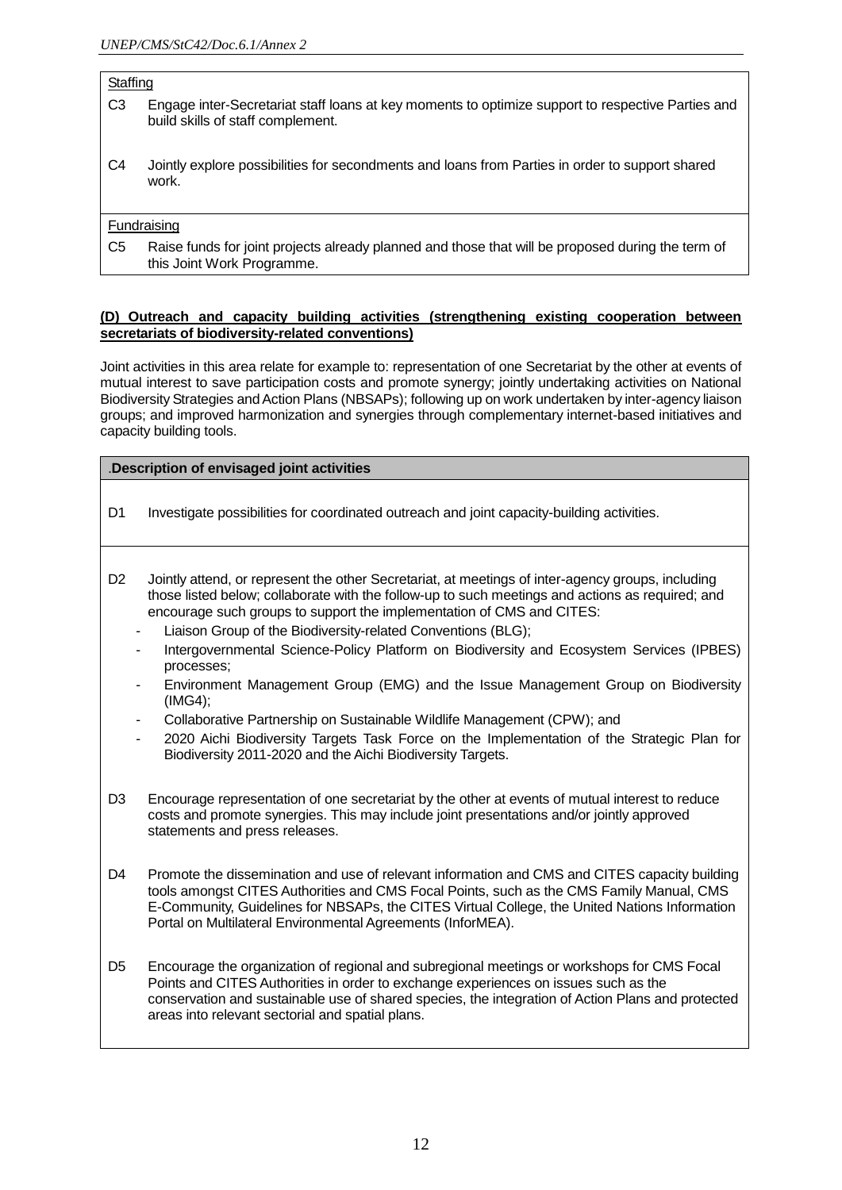| | |
|---|---|
| **Staffing** | |
| C3 | Engage inter-Secretariat staff loans at key moments to optimize support to respective Parties and build skills of staff complement. |
| C4 | Jointly explore possibilities for secondments and loans from Parties in order to support shared work. |
| **Fundraising** | |
| C5 | Raise funds for joint projects already planned and those that will be proposed during the term of this Joint Work Programme. |

**(D) Outreach and capacity building activities (strengthening existing cooperation between secretariats of biodiversity-related conventions)**

Joint activities in this area relate for example to: representation of one Secretariat by the other at events of mutual interest to save participation costs and promote synergy; jointly undertaking activities on National Biodiversity Strategies and Action Plans (NBSAPs); following up on work undertaken by inter-agency liaison groups; and improved harmonization and synergies through complementary internet-based initiatives and capacity building tools.

| .Description of envisaged joint activities | |
|---|---|
| D1 | Investigate possibilities for coordinated outreach and joint capacity-building activities. |
| D2 | Jointly attend, or represent the other Secretariat, at meetings of inter-agency groups, including those listed below; collaborate with the follow-up to such meetings and actions as required; and encourage such groups to support the implementation of CMS and CITES:<br>- Liaison Group of the Biodiversity-related Conventions (BLG);<br>- Intergovernmental Science-Policy Platform on Biodiversity and Ecosystem Services (IPBES) processes;<br>- Environment Management Group (EMG) and the Issue Management Group on Biodiversity (IMG4);<br>- Collaborative Partnership on Sustainable Wildlife Management (CPW); and<br>- 2020 Aichi Biodiversity Targets Task Force on the Implementation of the Strategic Plan for Biodiversity 2011-2020 and the Aichi Biodiversity Targets. |
| D3 | Encourage representation of one secretariat by the other at events of mutual interest to reduce costs and promote synergies. This may include joint presentations and/or jointly approved statements and press releases. |
| D4 | Promote the dissemination and use of relevant information and CMS and CITES capacity building tools amongst CITES Authorities and CMS Focal Points, such as the CMS Family Manual, CMS E-Community, Guidelines for NBSAPs, the CITES Virtual College, the United Nations Information Portal on Multilateral Environmental Agreements (InforMEA). |
| D5 | Encourage the organization of regional and subregional meetings or workshops for CMS Focal Points and CITES Authorities in order to exchange experiences on issues such as the conservation and sustainable use of shared species, the integration of Action Plans and protected areas into relevant sectorial and spatial plans. |